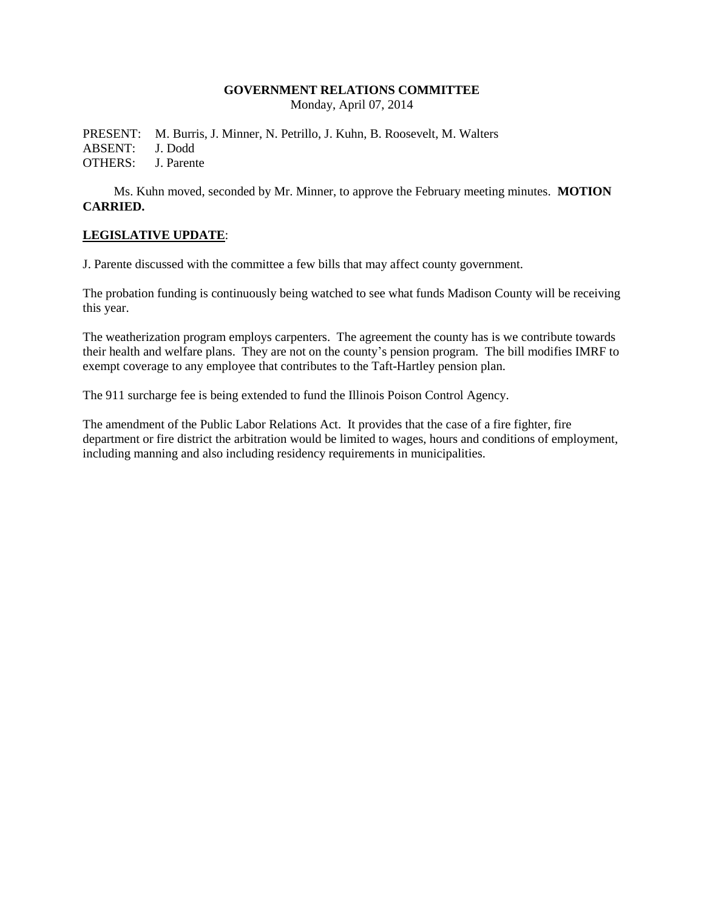**GOVERNMENT RELATIONS COMMITTEE**
Monday, April 07, 2014

PRESENT: M. Burris, J. Minner, N. Petrillo, J. Kuhn, B. Roosevelt, M. Walters
ABSENT: J. Dodd
OTHERS: J. Parente

Ms. Kuhn moved, seconded by Mr. Minner, to approve the February meeting minutes. **MOTION CARRIED.**

**LEGISLATIVE UPDATE**:

J. Parente discussed with the committee a few bills that may affect county government.

The probation funding is continuously being watched to see what funds Madison County will be receiving this year.

The weatherization program employs carpenters. The agreement the county has is we contribute towards their health and welfare plans. They are not on the county's pension program. The bill modifies IMRF to exempt coverage to any employee that contributes to the Taft-Hartley pension plan.

The 911 surcharge fee is being extended to fund the Illinois Poison Control Agency.

The amendment of the Public Labor Relations Act. It provides that the case of a fire fighter, fire department or fire district the arbitration would be limited to wages, hours and conditions of employment, including manning and also including residency requirements in municipalities.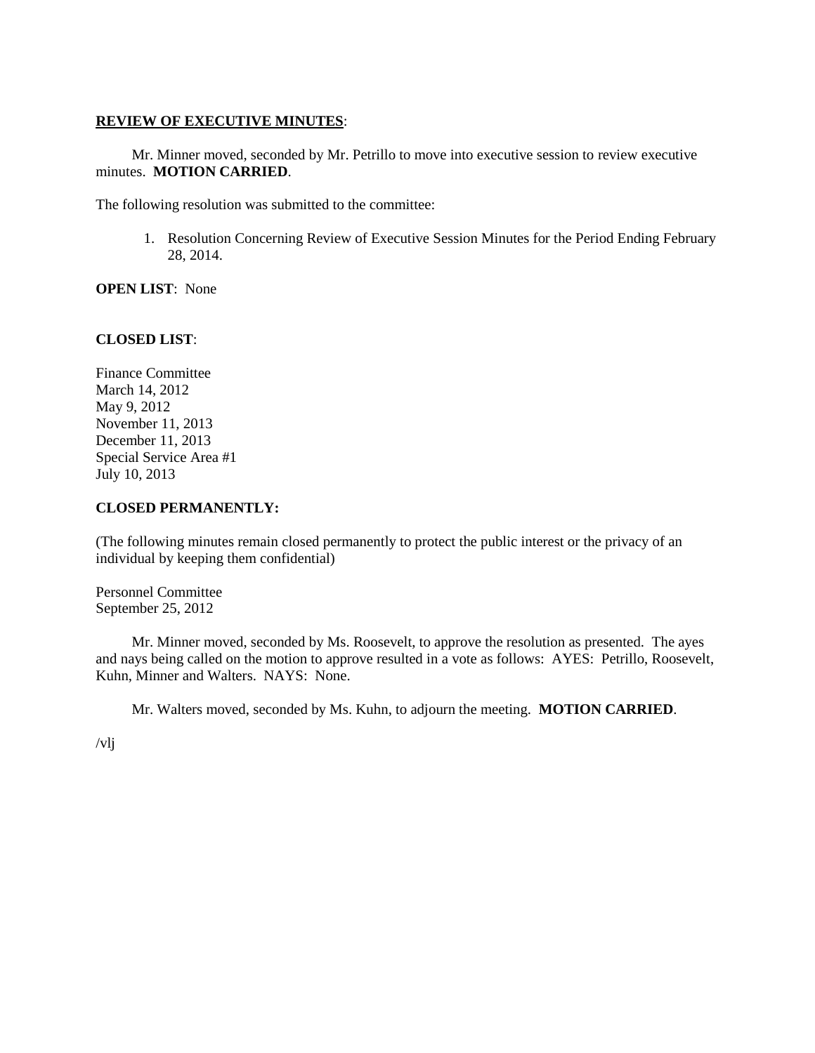**REVIEW OF EXECUTIVE MINUTES**:

Mr. Minner moved, seconded by Mr. Petrillo to move into executive session to review executive minutes. **MOTION CARRIED**.

The following resolution was submitted to the committee:

1. Resolution Concerning Review of Executive Session Minutes for the Period Ending February 28, 2014.

**OPEN LIST**: None

**CLOSED LIST**:

Finance Committee
March 14, 2012
May 9, 2012
November 11, 2013
December 11, 2013
Special Service Area #1
July 10, 2013

**CLOSED PERMANENTLY:**

(The following minutes remain closed permanently to protect the public interest or the privacy of an individual by keeping them confidential)

Personnel Committee
September 25, 2012

Mr. Minner moved, seconded by Ms. Roosevelt, to approve the resolution as presented. The ayes and nays being called on the motion to approve resulted in a vote as follows: AYES: Petrillo, Roosevelt, Kuhn, Minner and Walters. NAYS: None.

Mr. Walters moved, seconded by Ms. Kuhn, to adjourn the meeting. **MOTION CARRIED**.

/vlj